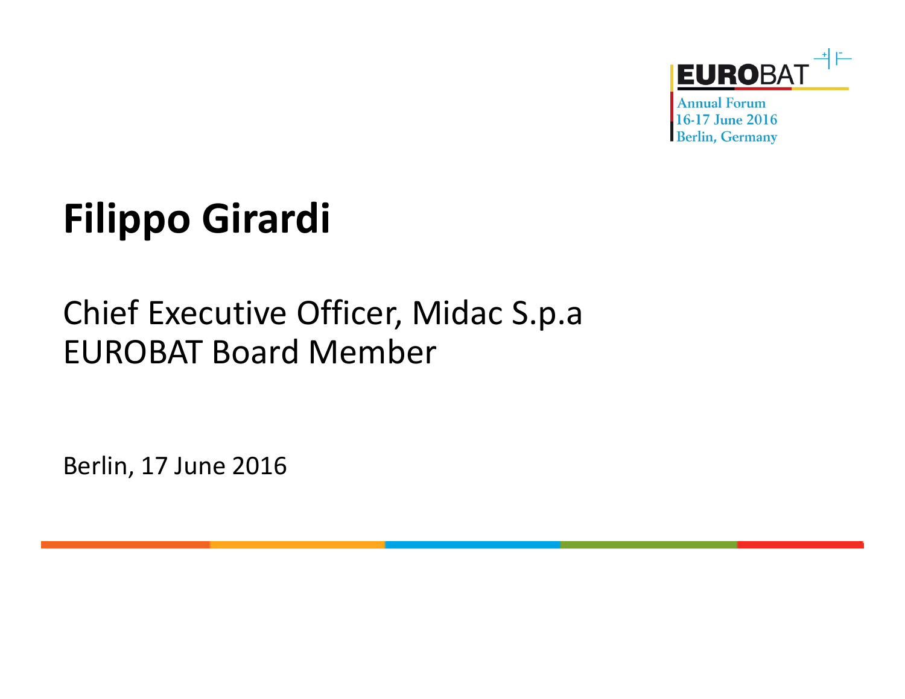EUROBAT

Annual Forum
16-17 June 2016
Berlin, Germany

# Filippo Girardi

Chief Executive Officer, Midac S.p.a
EUROBAT Board Member

Berlin, 17 June 2016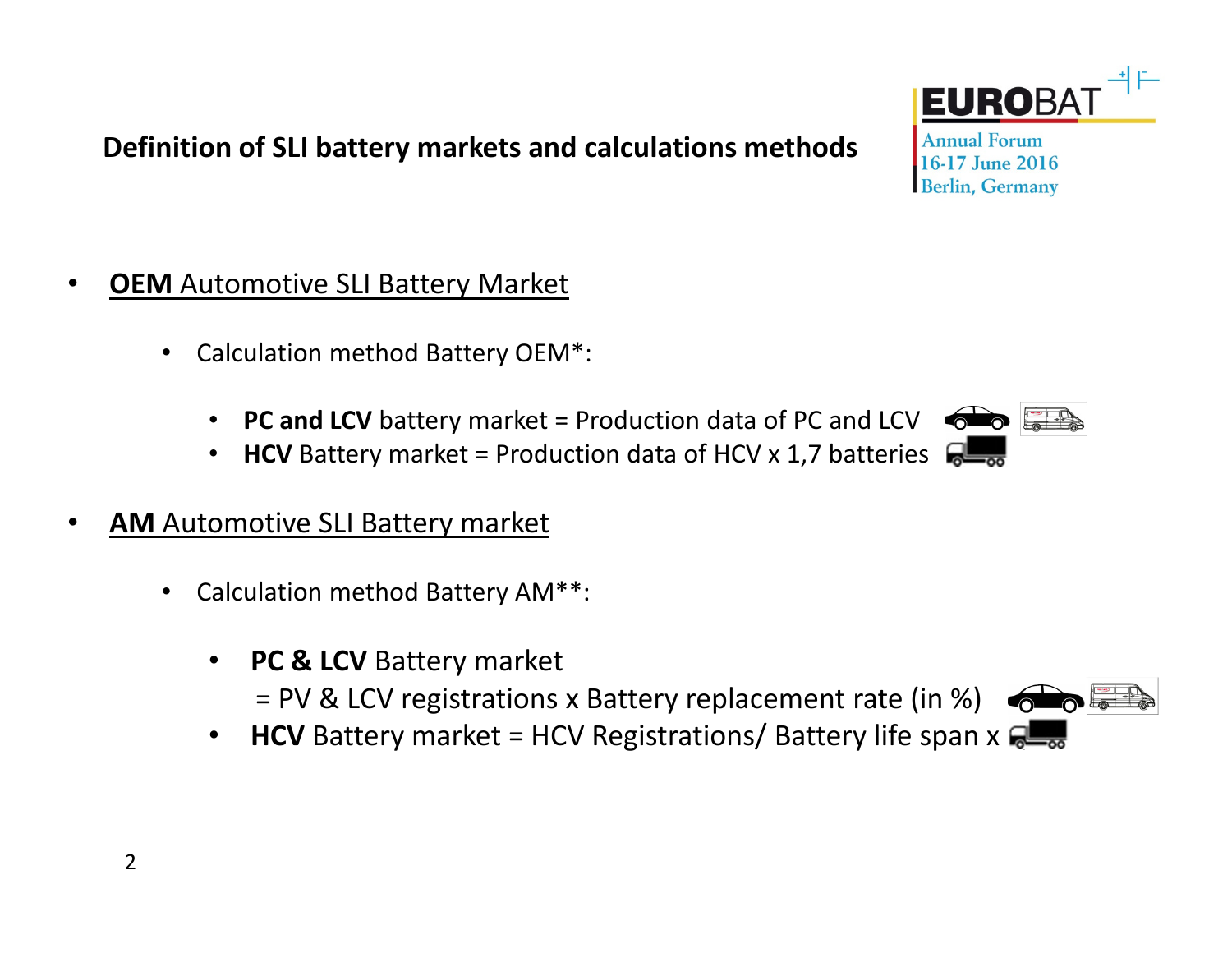## Definition of SLI battery markets and calculations methods

- **OEM** Automotive SLI Battery Market
  - Calculation method Battery OEM*:
    - **PC and LCV** battery market = Production data of PC and LCV
    - **HCV** Battery market = Production data of HCV x 1,7 batteries
- **AM** Automotive SLI Battery market
  - Calculation method Battery AM**:
    - **PC & LCV** Battery market
      = PV & LCV registrations x Battery replacement rate (in %)
    - **HCV** Battery market = HCV Registrations/ Battery life span x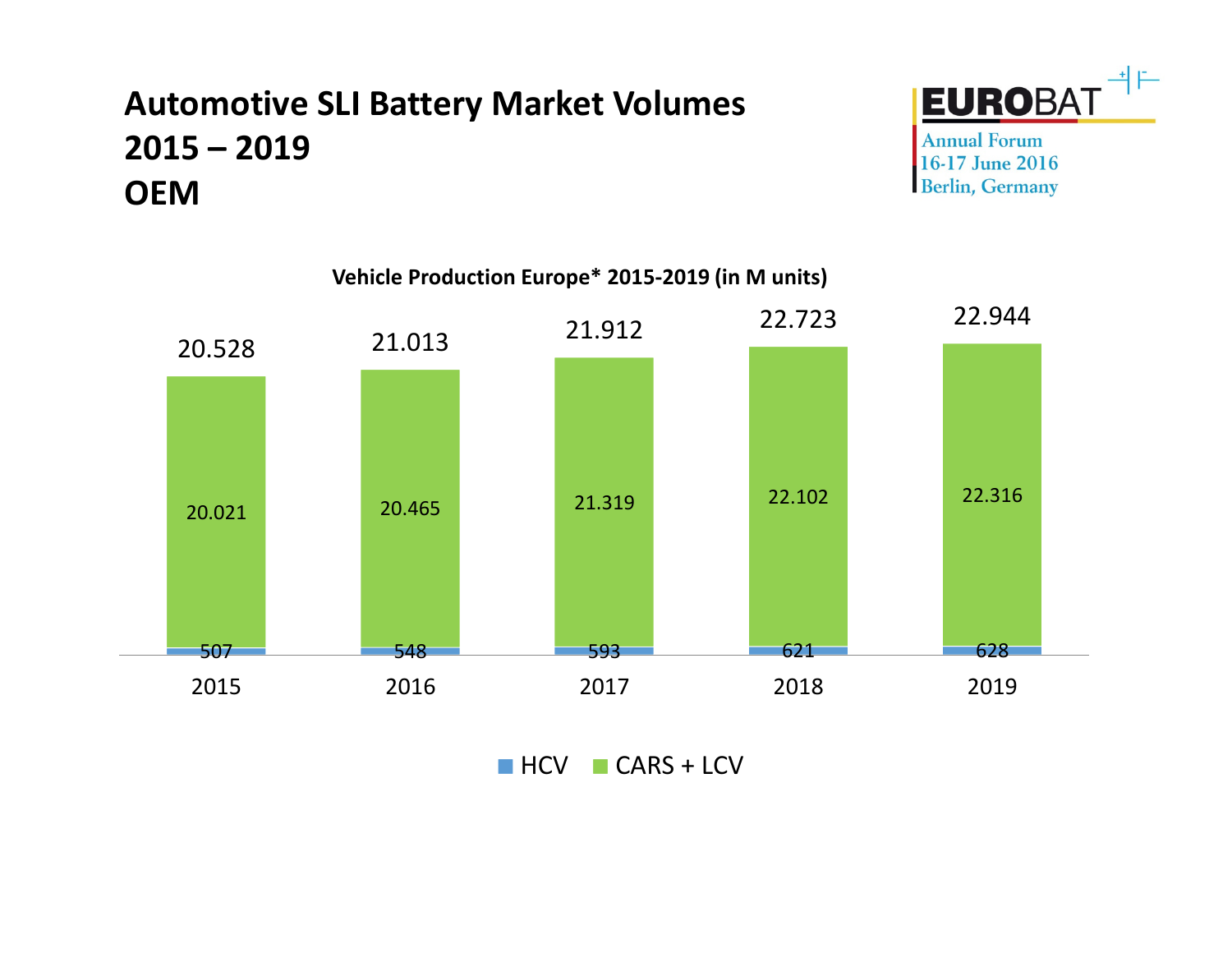# Automotive SLI Battery Market Volumes 2015 – 2019 OEM

EUROBAT Annual Forum 16-17 June 2016 Berlin, Germany

**Vehicle Production Europe* 2015-2019 (in M units)**

| Year | HCV | CARS + LCV | Total |
|---|---|---|---|
| 2015 | 507 | 20.021 | 20.528 |
| 2016 | 548 | 20.465 | 21.013 |
| 2017 | 593 | 21.319 | 21.912 |
| 2018 | 621 | 22.102 | 22.723 |
| 2019 | 628 | 22.316 | 22.944 |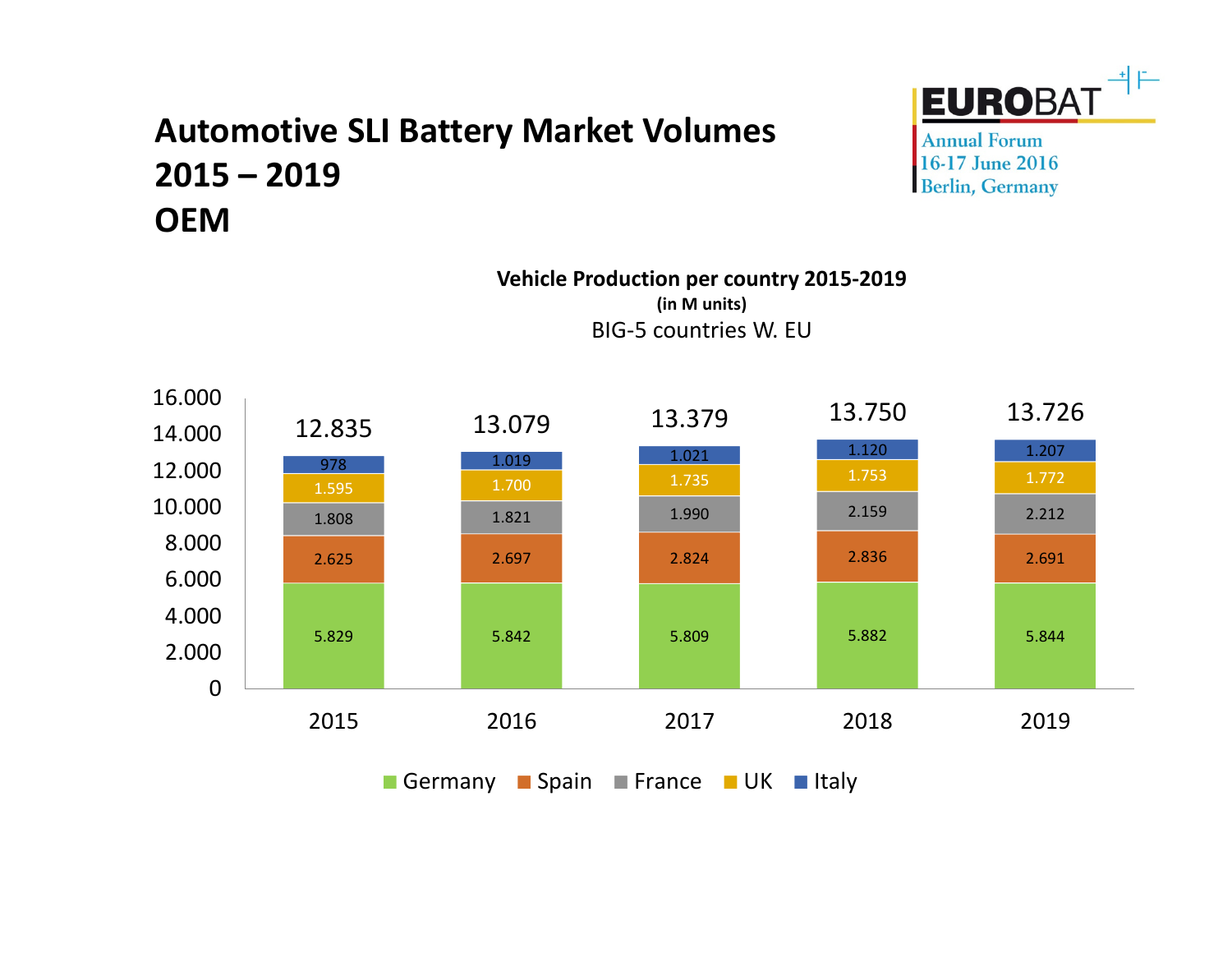# Automotive SLI Battery Market Volumes 2015 – 2019 OEM

EUROBAT Annual Forum 16-17 June 2016 Berlin, Germany

**Vehicle Production per country 2015-2019**
**(in M units)**
BIG-5 countries W. EU

| Country | 2015 | 2016 | 2017 | 2018 | 2019 |
|---|---|---|---|---|---|
| Germany | 5.829 | 5.842 | 5.809 | 5.882 | 5.844 |
| Spain | 2.625 | 2.697 | 2.824 | 2.836 | 2.691 |
| France | 1.808 | 1.821 | 1.990 | 2.159 | 2.212 |
| UK | 1.595 | 1.700 | 1.735 | 1.753 | 1.772 |
| Italy | 978 | 1.019 | 1.021 | 1.120 | 1.207 |
| Total | 12.835 | 13.079 | 13.379 | 13.750 | 13.726 |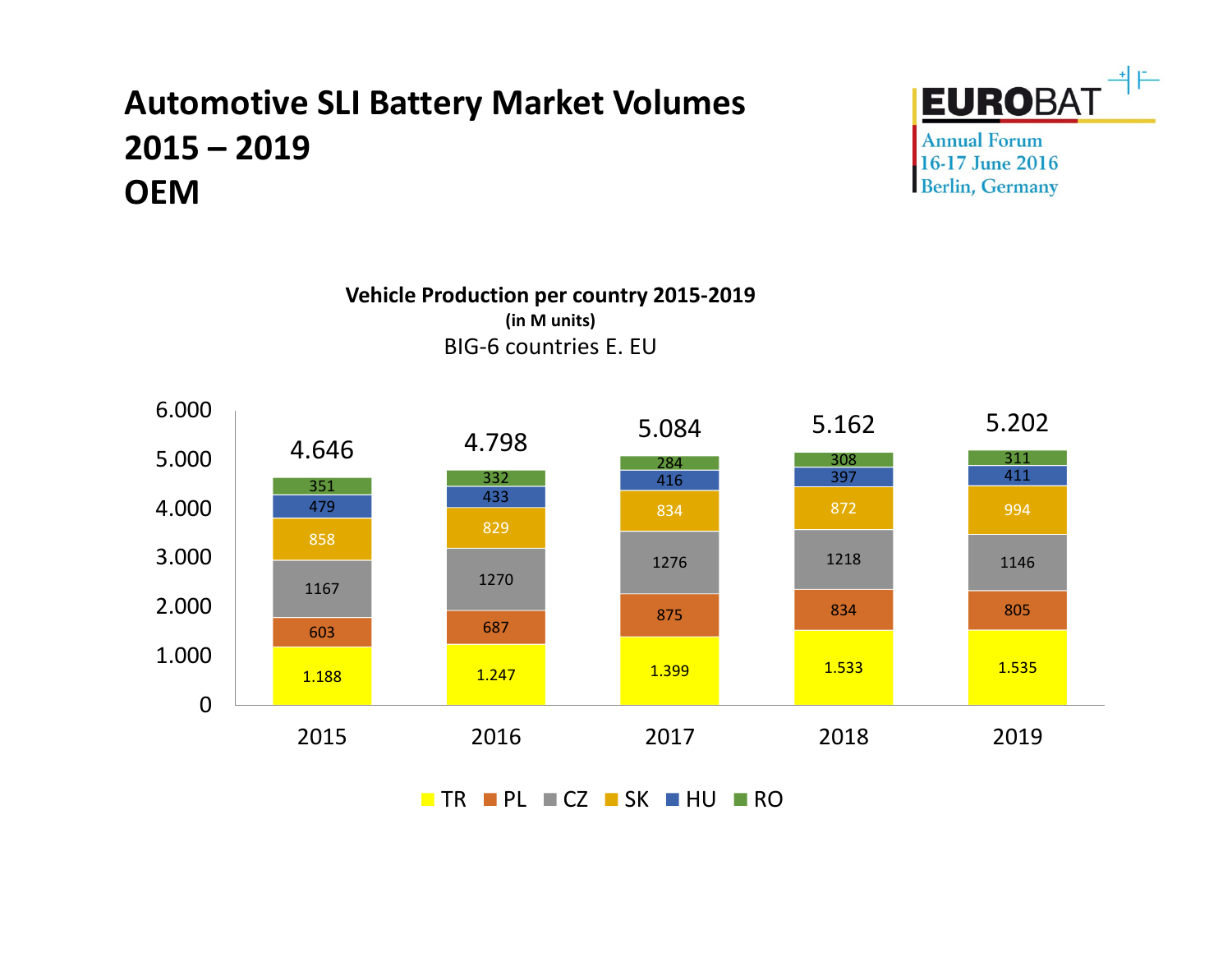# Automotive SLI Battery Market Volumes 2015 – 2019 OEM

EUROBAT Annual Forum 16-17 June 2016 Berlin, Germany

**Vehicle Production per country 2015-2019**
**(in M units)**
BIG-6 countries E. EU

| | 2015 | 2016 | 2017 | 2018 | 2019 |
|---|---|---|---|---|---|
| TR | 1.188 | 1.247 | 1.399 | 1.533 | 1.535 |
| PL | 603 | 687 | 875 | 834 | 805 |
| CZ | 1167 | 1270 | 1276 | 1218 | 1146 |
| SK | 858 | 829 | 834 | 872 | 994 |
| HU | 479 | 433 | 416 | 397 | 411 |
| RO | 351 | 332 | 284 | 308 | 311 |
| Total | 4.646 | 4.798 | 5.084 | 5.162 | 5.202 |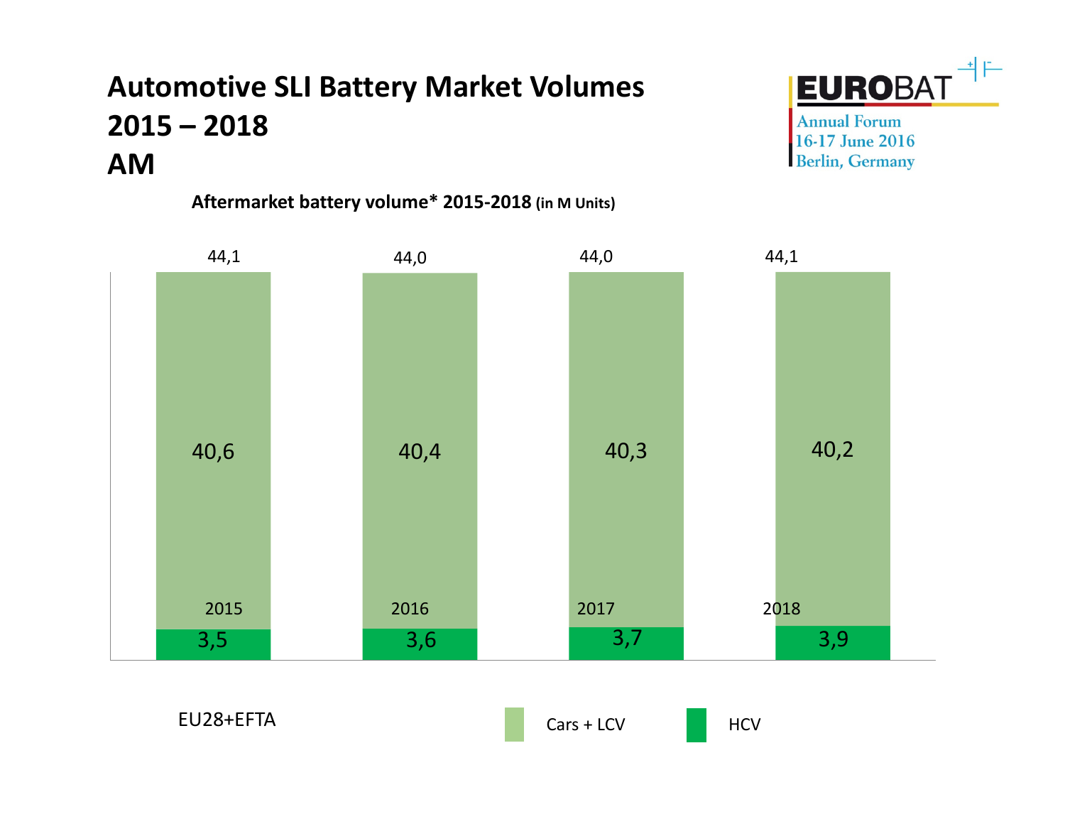# Automotive SLI Battery Market Volumes 2015 – 2018 AM

Annual Forum
16-17 June 2016
Berlin, Germany

**Aftermarket battery volume* 2015-2018 (in M Units)**

| Year | Cars + LCV | HCV | Total |
|---|---|---|---|
| 2015 | 40,6 | 3,5 | 44,1 |
| 2016 | 40,4 | 3,6 | 44,0 |
| 2017 | 40,3 | 3,7 | 44,0 |
| 2018 | 40,2 | 3,9 | 44,1 |

EU28+EFTA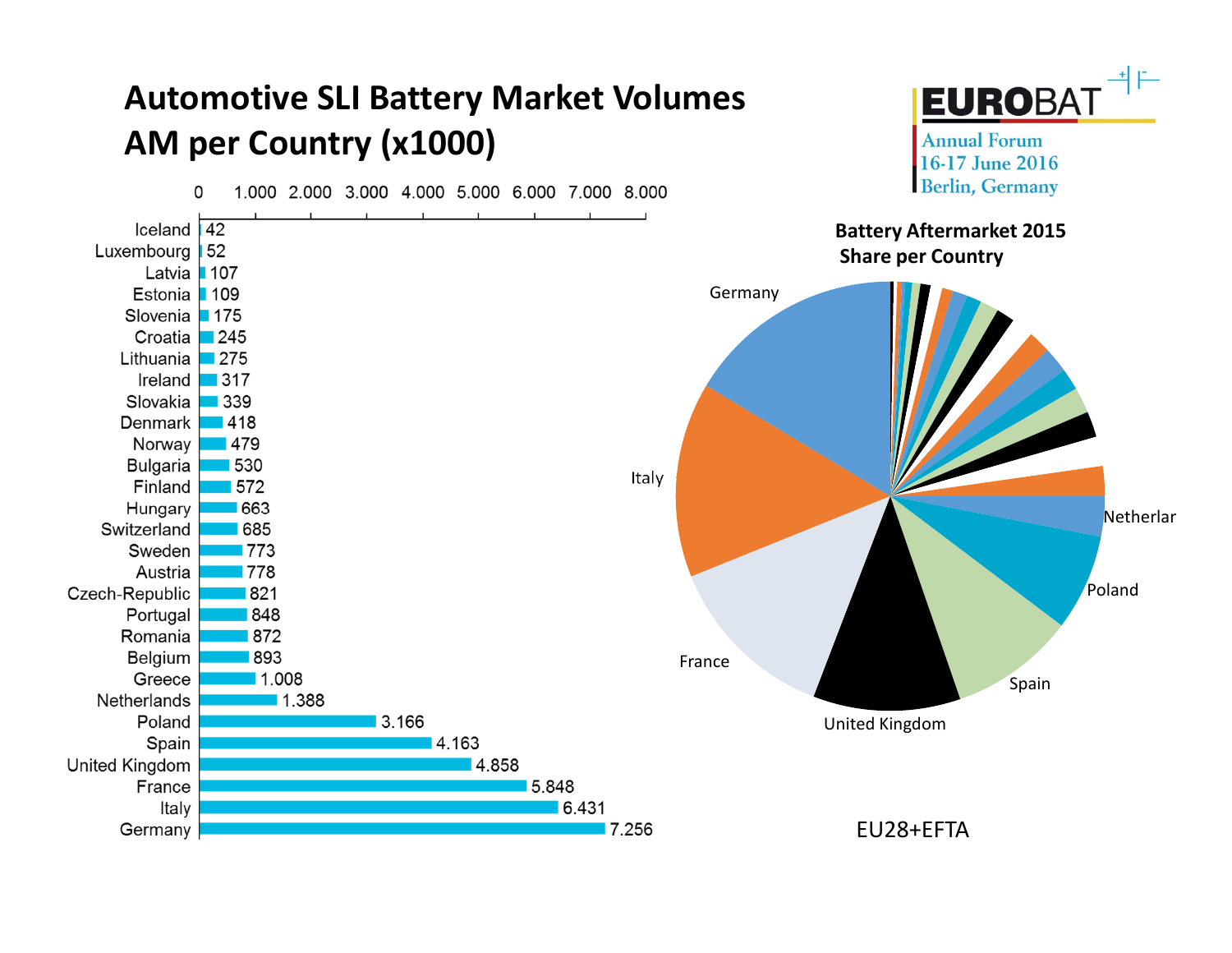# Automotive SLI Battery Market Volumes AM per Country (x1000)

| Country | Volume (x1000) |
|---|---|
| Iceland | 42 |
| Luxembourg | 52 |
| Latvia | 107 |
| Estonia | 109 |
| Slovenia | 175 |
| Croatia | 245 |
| Lithuania | 275 |
| Ireland | 317 |
| Slovakia | 339 |
| Denmark | 418 |
| Norway | 479 |
| Bulgaria | 530 |
| Finland | 572 |
| Hungary | 663 |
| Switzerland | 685 |
| Sweden | 773 |
| Austria | 778 |
| Czech-Republic | 821 |
| Portugal | 848 |
| Romania | 872 |
| Belgium | 893 |
| Greece | 1.008 |
| Netherlands | 1.388 |
| Poland | 3.166 |
| Spain | 4.163 |
| United Kingdom | 4.858 |
| France | 5.848 |
| Italy | 6.431 |
| Germany | 7.256 |

EUROBAT Annual Forum 16-17 June 2016 Berlin, Germany

**Battery Aftermarket 2015 Share per Country**

Germany, Italy, France, United Kingdom, Spain, Poland, Netherlar

EU28+EFTA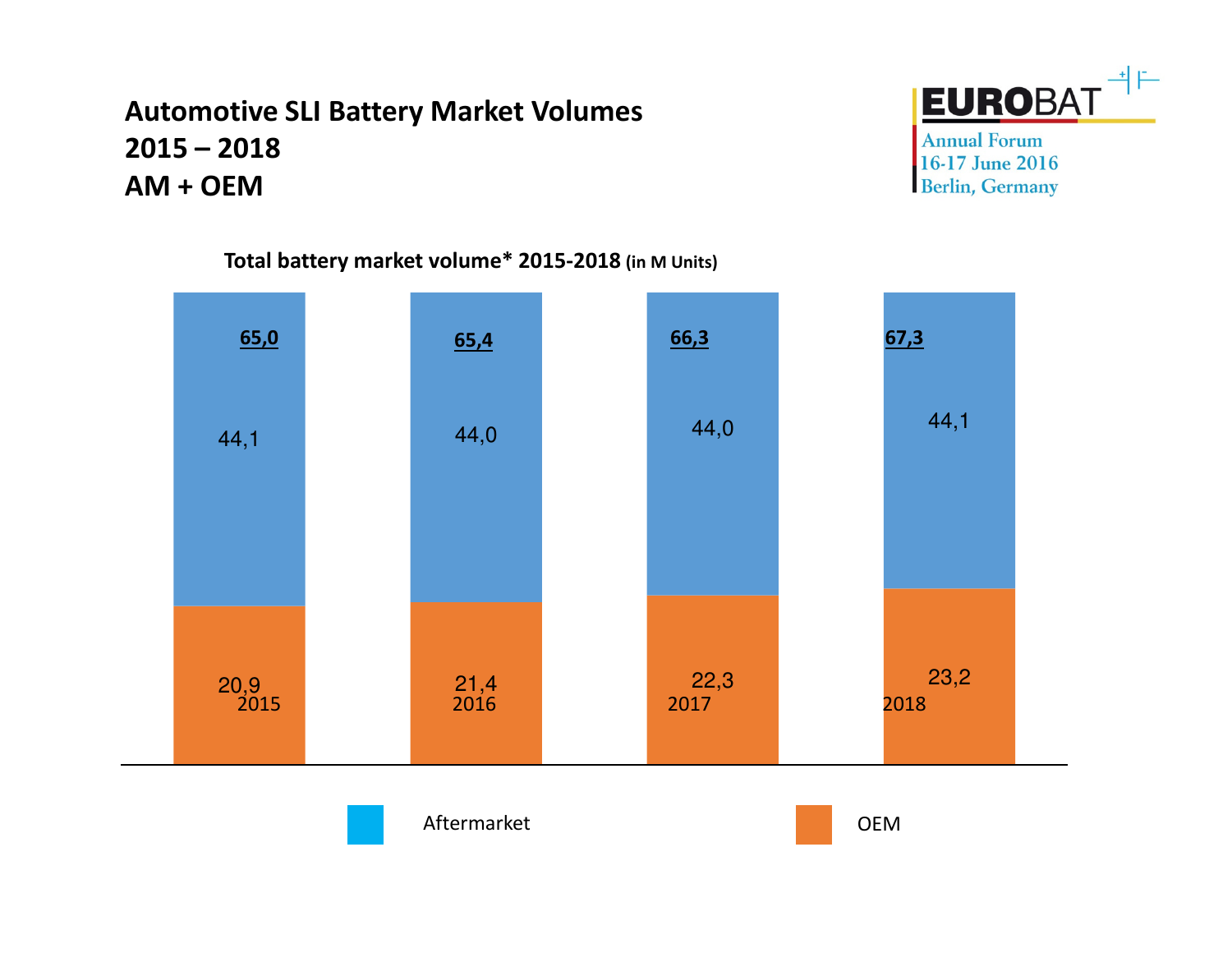# Automotive SLI Battery Market Volumes 2015 – 2018 AM + OEM

EUROBAT Annual Forum 16-17 June 2016 Berlin, Germany

**Total battery market volume* 2015-2018 (in M Units)**

| Year | Aftermarket | OEM | Total |
|---|---|---|---|
| 2015 | 44,1 | 20,9 | 65,0 |
| 2016 | 44,0 | 21,4 | 65,4 |
| 2017 | 44,0 | 22,3 | 66,3 |
| 2018 | 44,1 | 23,2 | 67,3 |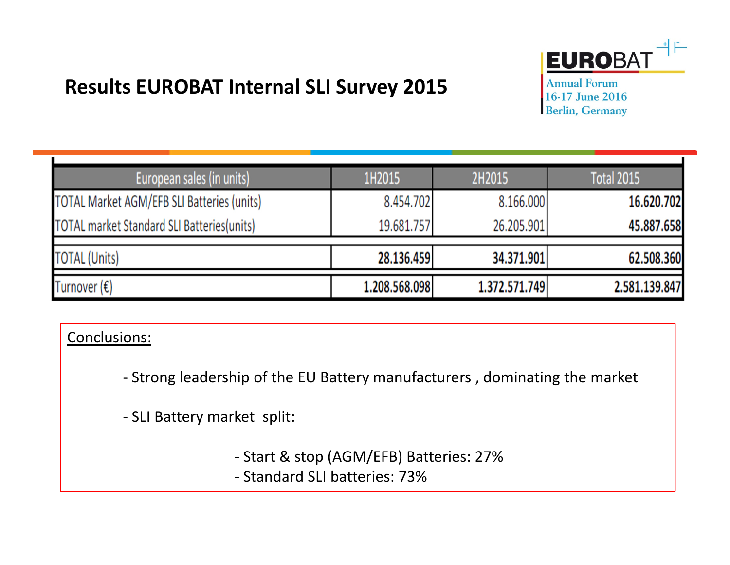# Results EUROBAT Internal SLI Survey 2015

EUROBAT Annual Forum 16-17 June 2016 Berlin, Germany

| European sales (in units) | 1H2015 | 2H2015 | Total 2015 |
|---|---|---|---|
| TOTAL Market AGM/EFB SLI Batteries (units) | 8.454.702 | 8.166.000 | **16.620.702** |
| TOTAL market Standard SLI Batteries(units) | 19.681.757 | 26.205.901 | **45.887.658** |
| TOTAL (Units) | **28.136.459** | **34.371.901** | **62.508.360** |
| Turnover (€) | **1.208.568.098** | **1.372.571.749** | **2.581.139.847** |

Conclusions:

- Strong leadership of the EU Battery manufacturers , dominating the market
- SLI Battery market split:
  - Start & stop (AGM/EFB) Batteries: 27%
  - Standard SLI batteries: 73%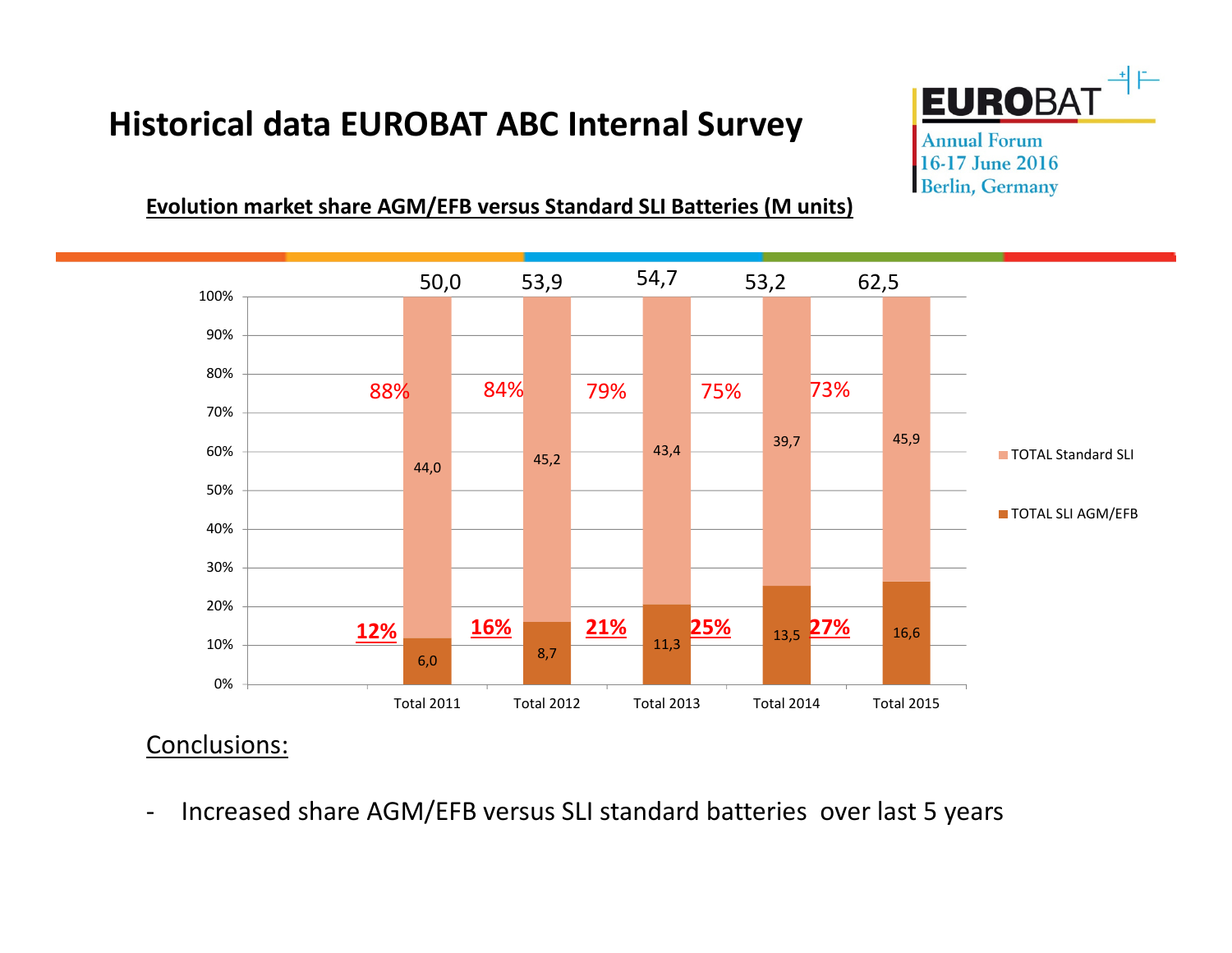# Historical data EUROBAT ABC Internal Survey

EUROBAT Annual Forum 16-17 June 2016 Berlin, Germany

**Evolution market share AGM/EFB versus Standard SLI Batteries (M units)**

| | Total 2011 | Total 2012 | Total 2013 | Total 2014 | Total 2015 |
|---|---|---|---|---|---|
| Total (M units) | 50,0 | 53,9 | 54,7 | 53,2 | 62,5 |
| TOTAL Standard SLI | 44,0 | 45,2 | 43,4 | 39,7 | 45,9 |
| TOTAL SLI AGM/EFB | 6,0 | 8,7 | 11,3 | 13,5 | 16,6 |
| Share Standard SLI | 88% | 84% | 79% | 75% | 73% |
| Share AGM/EFB | 12% | 16% | 21% | 25% | 27% |

Conclusions:

- Increased share AGM/EFB versus SLI standard batteries over last 5 years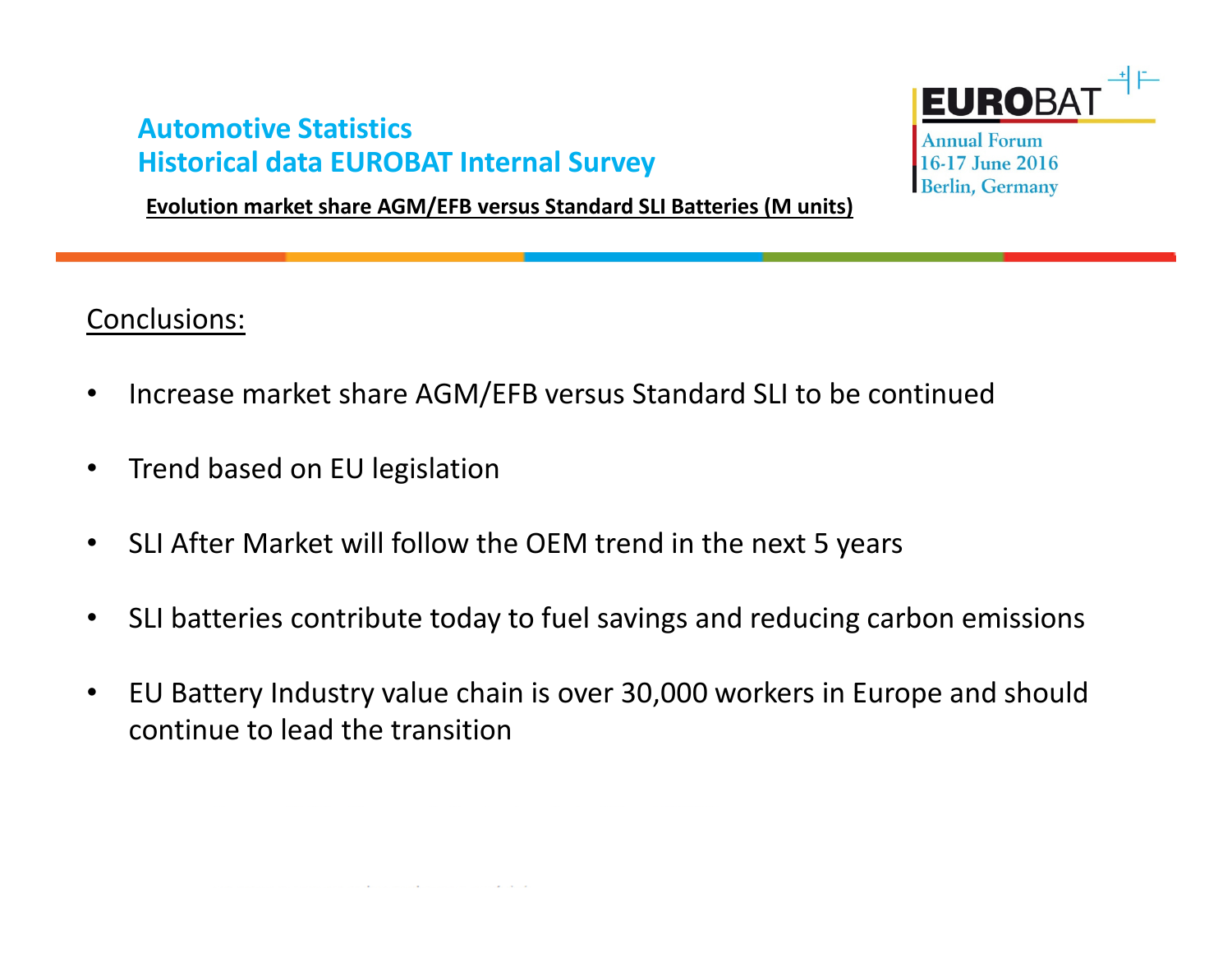## Automotive Statistics
## Historical data EUROBAT Internal Survey

**Evolution market share AGM/EFB versus Standard SLI Batteries (M units)**

Conclusions:

- Increase market share AGM/EFB versus Standard SLI to be continued
- Trend based on EU legislation
- SLI After Market will follow the OEM trend in the next 5 years
- SLI batteries contribute today to fuel savings and reducing carbon emissions
- EU Battery Industry value chain is over 30,000 workers in Europe and should continue to lead the transition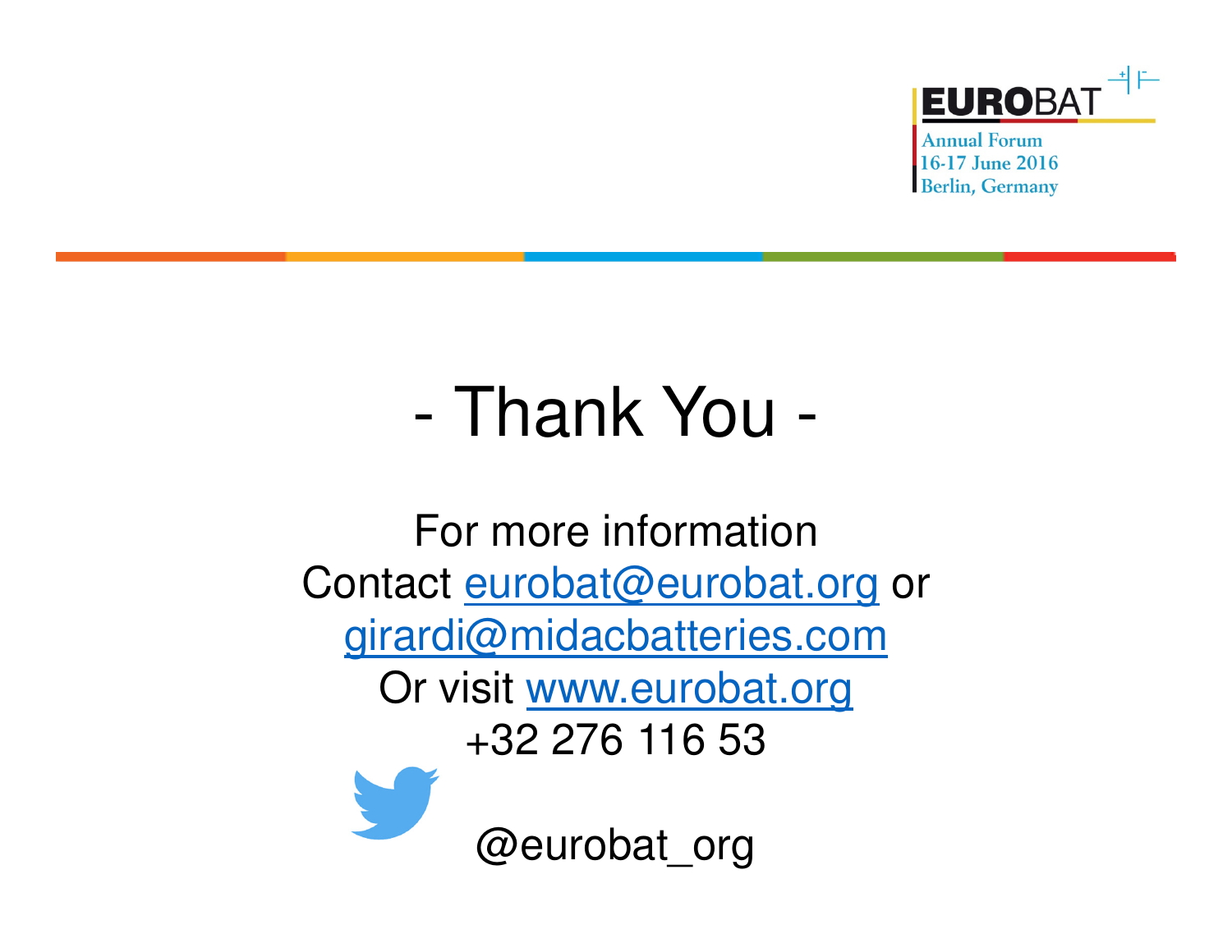# - Thank You -

For more information
Contact eurobat@eurobat.org or
girardi@midacbatteries.com
Or visit www.eurobat.org
+32 276 116 53

@eurobat_org